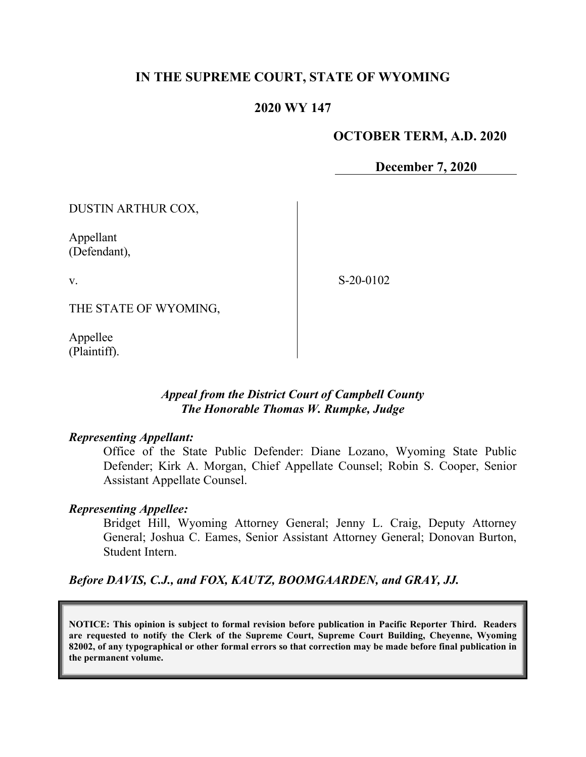# IN THE SUPREME COURT, STATE OF WYOMING

## 2020 WY 147

**OCTOBER TERM, A.D. 2020**

**December 7, 2020**

DUSTIN ARTHUR COX,

Appellant
(Defendant),

v.

THE STATE OF WYOMING,

Appellee
(Plaintiff).

S-20-0102

*Appeal from the District Court of Campbell County*
*The Honorable Thomas W. Rumpke, Judge*

***Representing Appellant:***

Office of the State Public Defender: Diane Lozano, Wyoming State Public Defender; Kirk A. Morgan, Chief Appellate Counsel; Robin S. Cooper, Senior Assistant Appellate Counsel.

***Representing Appellee:***

Bridget Hill, Wyoming Attorney General; Jenny L. Craig, Deputy Attorney General; Joshua C. Eames, Senior Assistant Attorney General; Donovan Burton, Student Intern.

***Before DAVIS, C.J., and FOX, KAUTZ, BOOMGAARDEN, and GRAY, JJ.***

**NOTICE: This opinion is subject to formal revision before publication in Pacific Reporter Third. Readers are requested to notify the Clerk of the Supreme Court, Supreme Court Building, Cheyenne, Wyoming 82002, of any typographical or other formal errors so that correction may be made before final publication in the permanent volume.**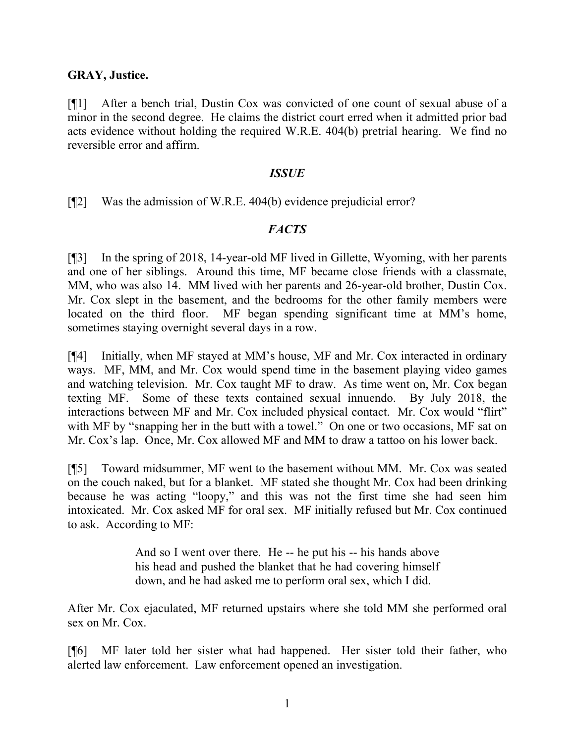**GRAY, Justice.**

[¶1] After a bench trial, Dustin Cox was convicted of one count of sexual abuse of a minor in the second degree. He claims the district court erred when it admitted prior bad acts evidence without holding the required W.R.E. 404(b) pretrial hearing. We find no reversible error and affirm.

## *ISSUE*

[¶2] Was the admission of W.R.E. 404(b) evidence prejudicial error?

## *FACTS*

[¶3] In the spring of 2018, 14-year-old MF lived in Gillette, Wyoming, with her parents and one of her siblings. Around this time, MF became close friends with a classmate, MM, who was also 14. MM lived with her parents and 26-year-old brother, Dustin Cox. Mr. Cox slept in the basement, and the bedrooms for the other family members were located on the third floor. MF began spending significant time at MM's home, sometimes staying overnight several days in a row.

[¶4] Initially, when MF stayed at MM's house, MF and Mr. Cox interacted in ordinary ways. MF, MM, and Mr. Cox would spend time in the basement playing video games and watching television. Mr. Cox taught MF to draw. As time went on, Mr. Cox began texting MF. Some of these texts contained sexual innuendo. By July 2018, the interactions between MF and Mr. Cox included physical contact. Mr. Cox would "flirt" with MF by "snapping her in the butt with a towel." On one or two occasions, MF sat on Mr. Cox's lap. Once, Mr. Cox allowed MF and MM to draw a tattoo on his lower back.

[¶5] Toward midsummer, MF went to the basement without MM. Mr. Cox was seated on the couch naked, but for a blanket. MF stated she thought Mr. Cox had been drinking because he was acting "loopy," and this was not the first time she had seen him intoxicated. Mr. Cox asked MF for oral sex. MF initially refused but Mr. Cox continued to ask. According to MF:

> And so I went over there. He -- he put his -- his hands above his head and pushed the blanket that he had covering himself down, and he had asked me to perform oral sex, which I did.

After Mr. Cox ejaculated, MF returned upstairs where she told MM she performed oral sex on Mr. Cox.

[¶6] MF later told her sister what had happened. Her sister told their father, who alerted law enforcement. Law enforcement opened an investigation.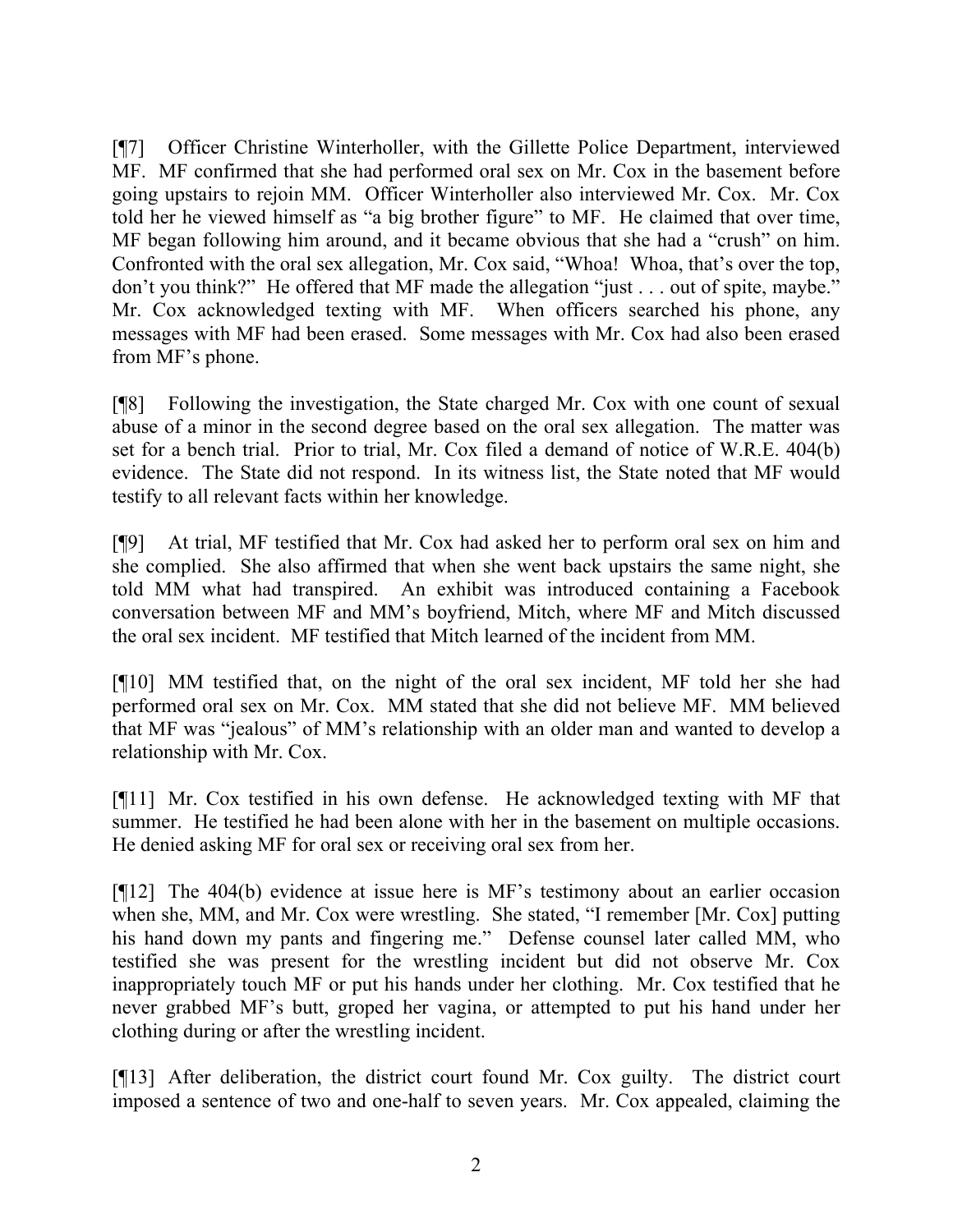[¶7] Officer Christine Winterholler, with the Gillette Police Department, interviewed MF. MF confirmed that she had performed oral sex on Mr. Cox in the basement before going upstairs to rejoin MM. Officer Winterholler also interviewed Mr. Cox. Mr. Cox told her he viewed himself as "a big brother figure" to MF. He claimed that over time, MF began following him around, and it became obvious that she had a "crush" on him. Confronted with the oral sex allegation, Mr. Cox said, "Whoa! Whoa, that's over the top, don't you think?" He offered that MF made the allegation "just . . . out of spite, maybe." Mr. Cox acknowledged texting with MF. When officers searched his phone, any messages with MF had been erased. Some messages with Mr. Cox had also been erased from MF's phone.

[¶8] Following the investigation, the State charged Mr. Cox with one count of sexual abuse of a minor in the second degree based on the oral sex allegation. The matter was set for a bench trial. Prior to trial, Mr. Cox filed a demand of notice of W.R.E. 404(b) evidence. The State did not respond. In its witness list, the State noted that MF would testify to all relevant facts within her knowledge.

[¶9] At trial, MF testified that Mr. Cox had asked her to perform oral sex on him and she complied. She also affirmed that when she went back upstairs the same night, she told MM what had transpired. An exhibit was introduced containing a Facebook conversation between MF and MM's boyfriend, Mitch, where MF and Mitch discussed the oral sex incident. MF testified that Mitch learned of the incident from MM.

[¶10] MM testified that, on the night of the oral sex incident, MF told her she had performed oral sex on Mr. Cox. MM stated that she did not believe MF. MM believed that MF was "jealous" of MM's relationship with an older man and wanted to develop a relationship with Mr. Cox.

[¶11] Mr. Cox testified in his own defense. He acknowledged texting with MF that summer. He testified he had been alone with her in the basement on multiple occasions. He denied asking MF for oral sex or receiving oral sex from her.

[¶12] The 404(b) evidence at issue here is MF's testimony about an earlier occasion when she, MM, and Mr. Cox were wrestling. She stated, "I remember [Mr. Cox] putting his hand down my pants and fingering me." Defense counsel later called MM, who testified she was present for the wrestling incident but did not observe Mr. Cox inappropriately touch MF or put his hands under her clothing. Mr. Cox testified that he never grabbed MF's butt, groped her vagina, or attempted to put his hand under her clothing during or after the wrestling incident.

[¶13] After deliberation, the district court found Mr. Cox guilty. The district court imposed a sentence of two and one-half to seven years. Mr. Cox appealed, claiming the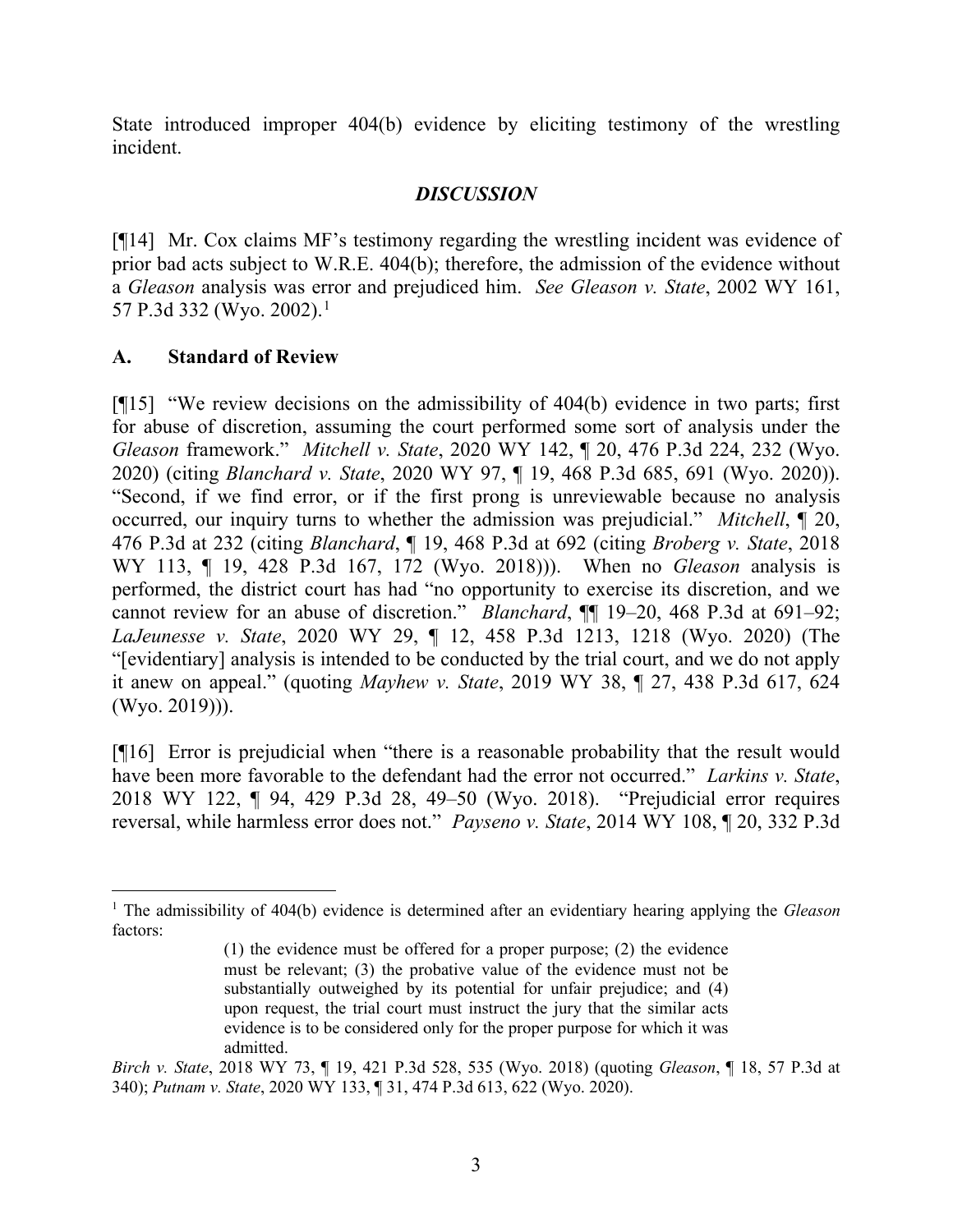State introduced improper 404(b) evidence by eliciting testimony of the wrestling incident.

## *DISCUSSION*

[¶14] Mr. Cox claims MF's testimony regarding the wrestling incident was evidence of prior bad acts subject to W.R.E. 404(b); therefore, the admission of the evidence without a *Gleason* analysis was error and prejudiced him. *See Gleason v. State*, 2002 WY 161, 57 P.3d 332 (Wyo. 2002).[1]

### A. Standard of Review

[¶15] "We review decisions on the admissibility of 404(b) evidence in two parts; first for abuse of discretion, assuming the court performed some sort of analysis under the *Gleason* framework." *Mitchell v. State*, 2020 WY 142, ¶ 20, 476 P.3d 224, 232 (Wyo. 2020) (citing *Blanchard v. State*, 2020 WY 97, ¶ 19, 468 P.3d 685, 691 (Wyo. 2020)). "Second, if we find error, or if the first prong is unreviewable because no analysis occurred, our inquiry turns to whether the admission was prejudicial." *Mitchell*, ¶ 20, 476 P.3d at 232 (citing *Blanchard*, ¶ 19, 468 P.3d at 692 (citing *Broberg v. State*, 2018 WY 113, ¶ 19, 428 P.3d 167, 172 (Wyo. 2018))). When no *Gleason* analysis is performed, the district court has had "no opportunity to exercise its discretion, and we cannot review for an abuse of discretion." *Blanchard*, ¶¶ 19–20, 468 P.3d at 691–92; *LaJeunesse v. State*, 2020 WY 29, ¶ 12, 458 P.3d 1213, 1218 (Wyo. 2020) (The "[evidentiary] analysis is intended to be conducted by the trial court, and we do not apply it anew on appeal." (quoting *Mayhew v. State*, 2019 WY 38, ¶ 27, 438 P.3d 617, 624 (Wyo. 2019))).

[¶16] Error is prejudicial when "there is a reasonable probability that the result would have been more favorable to the defendant had the error not occurred." *Larkins v. State*, 2018 WY 122, ¶ 94, 429 P.3d 28, 49–50 (Wyo. 2018). "Prejudicial error requires reversal, while harmless error does not." *Payseno v. State*, 2014 WY 108, ¶ 20, 332 P.3d

---

[1] The admissibility of 404(b) evidence is determined after an evidentiary hearing applying the *Gleason* factors:

> (1) the evidence must be offered for a proper purpose; (2) the evidence must be relevant; (3) the probative value of the evidence must not be substantially outweighed by its potential for unfair prejudice; and (4) upon request, the trial court must instruct the jury that the similar acts evidence is to be considered only for the proper purpose for which it was admitted.

*Birch v. State*, 2018 WY 73, ¶ 19, 421 P.3d 528, 535 (Wyo. 2018) (quoting *Gleason*, ¶ 18, 57 P.3d at 340); *Putnam v. State*, 2020 WY 133, ¶ 31, 474 P.3d 613, 622 (Wyo. 2020).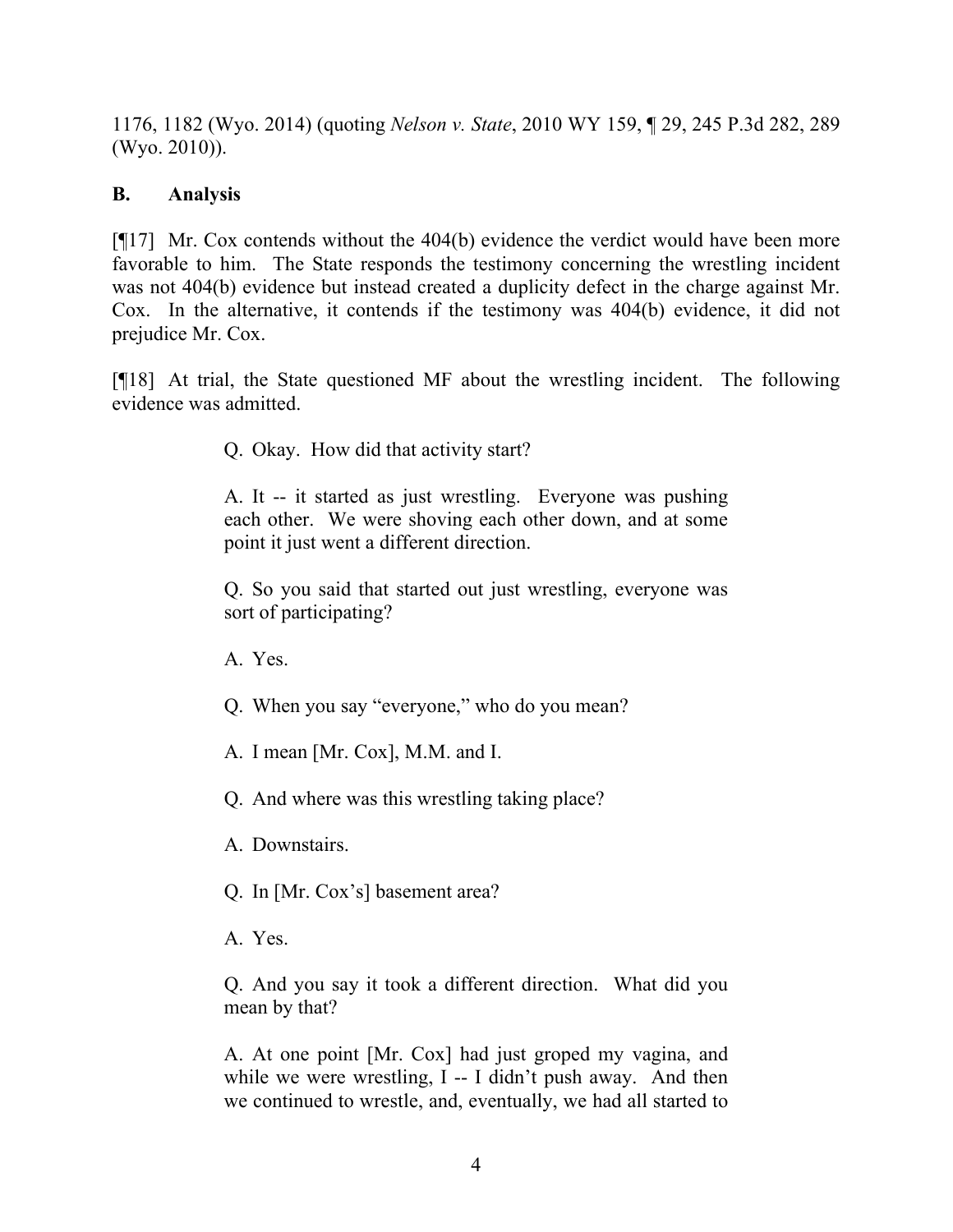1176, 1182 (Wyo. 2014) (quoting *Nelson v. State*, 2010 WY 159, ¶ 29, 245 P.3d 282, 289 (Wyo. 2010)).

## B. Analysis

[¶17] Mr. Cox contends without the 404(b) evidence the verdict would have been more favorable to him. The State responds the testimony concerning the wrestling incident was not 404(b) evidence but instead created a duplicity defect in the charge against Mr. Cox. In the alternative, it contends if the testimony was 404(b) evidence, it did not prejudice Mr. Cox.

[¶18] At trial, the State questioned MF about the wrestling incident. The following evidence was admitted.

> Q. Okay. How did that activity start?
>
> A. It -- it started as just wrestling. Everyone was pushing each other. We were shoving each other down, and at some point it just went a different direction.
>
> Q. So you said that started out just wrestling, everyone was sort of participating?
>
> A. Yes.
>
> Q. When you say "everyone," who do you mean?
>
> A. I mean [Mr. Cox], M.M. and I.
>
> Q. And where was this wrestling taking place?
>
> A. Downstairs.
>
> Q. In [Mr. Cox's] basement area?
>
> A. Yes.
>
> Q. And you say it took a different direction. What did you mean by that?
>
> A. At one point [Mr. Cox] had just groped my vagina, and while we were wrestling, I -- I didn't push away. And then we continued to wrestle, and, eventually, we had all started to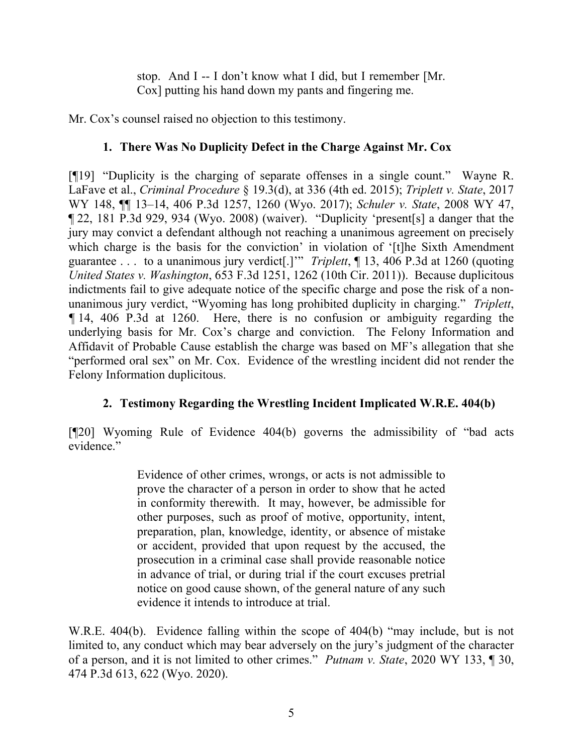> stop. And I -- I don't know what I did, but I remember [Mr. Cox] putting his hand down my pants and fingering me.

Mr. Cox's counsel raised no objection to this testimony.

### 1. There Was No Duplicity Defect in the Charge Against Mr. Cox

[¶19] "Duplicity is the charging of separate offenses in a single count." Wayne R. LaFave et al., *Criminal Procedure* § 19.3(d), at 336 (4th ed. 2015); *Triplett v. State*, 2017 WY 148, ¶¶ 13–14, 406 P.3d 1257, 1260 (Wyo. 2017); *Schuler v. State*, 2008 WY 47, ¶ 22, 181 P.3d 929, 934 (Wyo. 2008) (waiver). "Duplicity 'present[s] a danger that the jury may convict a defendant although not reaching a unanimous agreement on precisely which charge is the basis for the conviction' in violation of '[t]he Sixth Amendment guarantee . . . to a unanimous jury verdict[.]'" *Triplett*, ¶ 13, 406 P.3d at 1260 (quoting *United States v. Washington*, 653 F.3d 1251, 1262 (10th Cir. 2011)). Because duplicitous indictments fail to give adequate notice of the specific charge and pose the risk of a non-unanimous jury verdict, "Wyoming has long prohibited duplicity in charging." *Triplett*, ¶ 14, 406 P.3d at 1260. Here, there is no confusion or ambiguity regarding the underlying basis for Mr. Cox's charge and conviction. The Felony Information and Affidavit of Probable Cause establish the charge was based on MF's allegation that she "performed oral sex" on Mr. Cox. Evidence of the wrestling incident did not render the Felony Information duplicitous.

### 2. Testimony Regarding the Wrestling Incident Implicated W.R.E. 404(b)

[¶20] Wyoming Rule of Evidence 404(b) governs the admissibility of "bad acts evidence."

> Evidence of other crimes, wrongs, or acts is not admissible to prove the character of a person in order to show that he acted in conformity therewith. It may, however, be admissible for other purposes, such as proof of motive, opportunity, intent, preparation, plan, knowledge, identity, or absence of mistake or accident, provided that upon request by the accused, the prosecution in a criminal case shall provide reasonable notice in advance of trial, or during trial if the court excuses pretrial notice on good cause shown, of the general nature of any such evidence it intends to introduce at trial.

W.R.E. 404(b). Evidence falling within the scope of 404(b) "may include, but is not limited to, any conduct which may bear adversely on the jury's judgment of the character of a person, and it is not limited to other crimes." *Putnam v. State*, 2020 WY 133, ¶ 30, 474 P.3d 613, 622 (Wyo. 2020).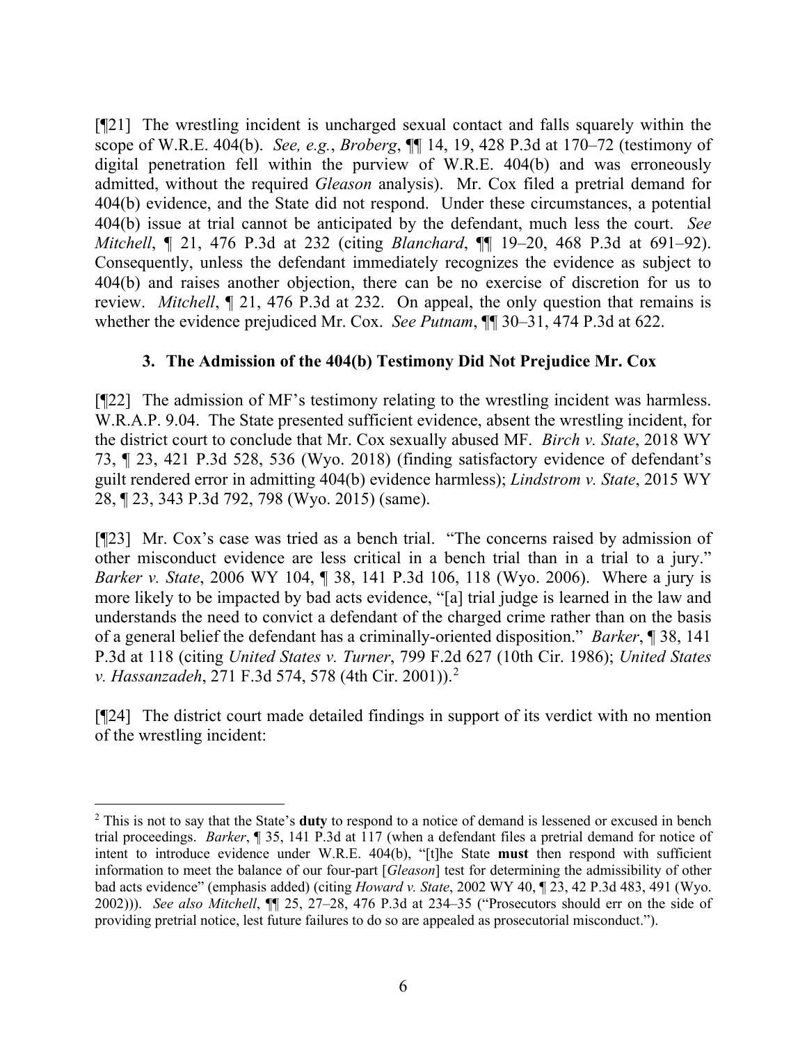[¶21] The wrestling incident is uncharged sexual contact and falls squarely within the scope of W.R.E. 404(b). *See, e.g.*, *Broberg*, ¶¶ 14, 19, 428 P.3d at 170–72 (testimony of digital penetration fell within the purview of W.R.E. 404(b) and was erroneously admitted, without the required *Gleason* analysis). Mr. Cox filed a pretrial demand for 404(b) evidence, and the State did not respond. Under these circumstances, a potential 404(b) issue at trial cannot be anticipated by the defendant, much less the court. *See Mitchell*, ¶ 21, 476 P.3d at 232 (citing *Blanchard*, ¶¶ 19–20, 468 P.3d at 691–92). Consequently, unless the defendant immediately recognizes the evidence as subject to 404(b) and raises another objection, there can be no exercise of discretion for us to review. *Mitchell*, ¶ 21, 476 P.3d at 232. On appeal, the only question that remains is whether the evidence prejudiced Mr. Cox. *See Putnam*, ¶¶ 30–31, 474 P.3d at 622.

### 3. The Admission of the 404(b) Testimony Did Not Prejudice Mr. Cox

[¶22] The admission of MF's testimony relating to the wrestling incident was harmless. W.R.A.P. 9.04. The State presented sufficient evidence, absent the wrestling incident, for the district court to conclude that Mr. Cox sexually abused MF. *Birch v. State*, 2018 WY 73, ¶ 23, 421 P.3d 528, 536 (Wyo. 2018) (finding satisfactory evidence of defendant's guilt rendered error in admitting 404(b) evidence harmless); *Lindstrom v. State*, 2015 WY 28, ¶ 23, 343 P.3d 792, 798 (Wyo. 2015) (same).

[¶23] Mr. Cox's case was tried as a bench trial. "The concerns raised by admission of other misconduct evidence are less critical in a bench trial than in a trial to a jury." *Barker v. State*, 2006 WY 104, ¶ 38, 141 P.3d 106, 118 (Wyo. 2006). Where a jury is more likely to be impacted by bad acts evidence, "[a] trial judge is learned in the law and understands the need to convict a defendant of the charged crime rather than on the basis of a general belief the defendant has a criminally-oriented disposition." *Barker*, ¶ 38, 141 P.3d at 118 (citing *United States v. Turner*, 799 F.2d 627 (10th Cir. 1986); *United States v. Hassanzadeh*, 271 F.3d 574, 578 (4th Cir. 2001)).[2]

[¶24] The district court made detailed findings in support of its verdict with no mention of the wrestling incident:

---

[2] This is not to say that the State's **duty** to respond to a notice of demand is lessened or excused in bench trial proceedings. *Barker*, ¶ 35, 141 P.3d at 117 (when a defendant files a pretrial demand for notice of intent to introduce evidence under W.R.E. 404(b), "[t]he State **must** then respond with sufficient information to meet the balance of our four-part [*Gleason*] test for determining the admissibility of other bad acts evidence" (emphasis added) (citing *Howard v. State*, 2002 WY 40, ¶ 23, 42 P.3d 483, 491 (Wyo. 2002))). *See also Mitchell*, ¶¶ 25, 27–28, 476 P.3d at 234–35 ("Prosecutors should err on the side of providing pretrial notice, lest future failures to do so are appealed as prosecutorial misconduct.").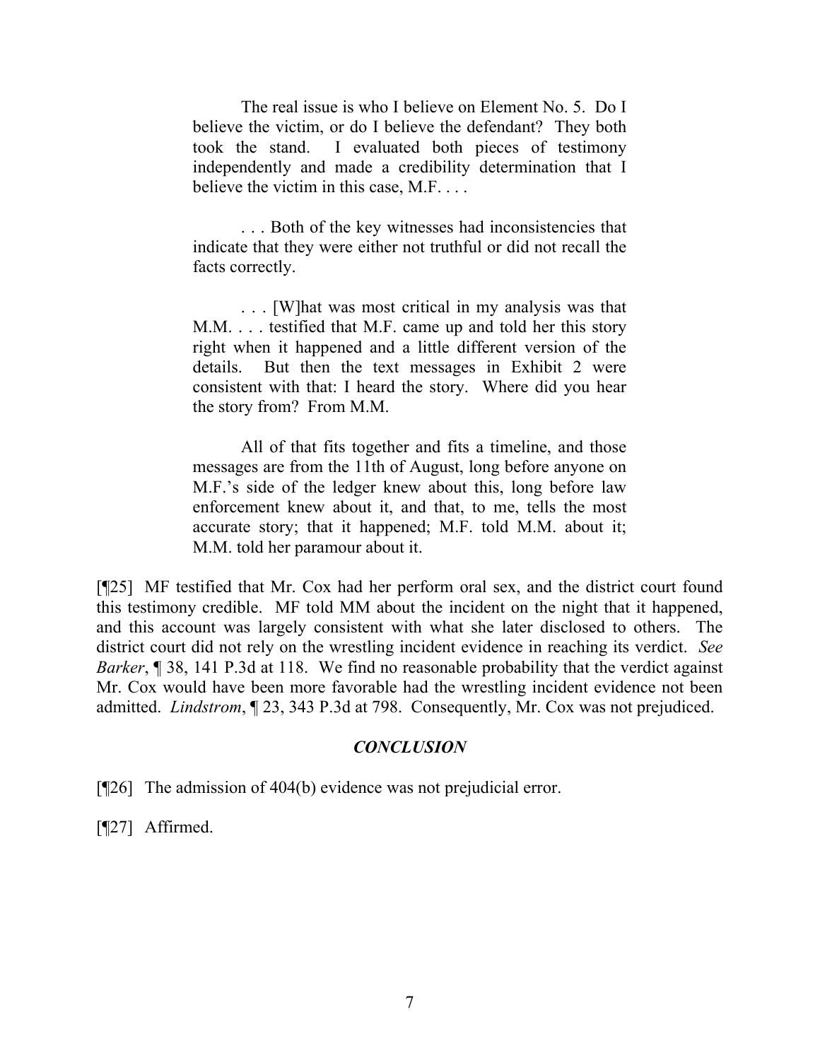> The real issue is who I believe on Element No. 5. Do I believe the victim, or do I believe the defendant? They both took the stand. I evaluated both pieces of testimony independently and made a credibility determination that I believe the victim in this case, M.F. . . .
>
> . . . Both of the key witnesses had inconsistencies that indicate that they were either not truthful or did not recall the facts correctly.
>
> . . . [W]hat was most critical in my analysis was that M.M. . . . testified that M.F. came up and told her this story right when it happened and a little different version of the details. But then the text messages in Exhibit 2 were consistent with that: I heard the story. Where did you hear the story from? From M.M.
>
> All of that fits together and fits a timeline, and those messages are from the 11th of August, long before anyone on M.F.'s side of the ledger knew about this, long before law enforcement knew about it, and that, to me, tells the most accurate story; that it happened; M.F. told M.M. about it; M.M. told her paramour about it.

[¶25] MF testified that Mr. Cox had her perform oral sex, and the district court found this testimony credible. MF told MM about the incident on the night that it happened, and this account was largely consistent with what she later disclosed to others. The district court did not rely on the wrestling incident evidence in reaching its verdict. *See Barker*, ¶ 38, 141 P.3d at 118. We find no reasonable probability that the verdict against Mr. Cox would have been more favorable had the wrestling incident evidence not been admitted. *Lindstrom*, ¶ 23, 343 P.3d at 798. Consequently, Mr. Cox was not prejudiced.

## *CONCLUSION*

[¶26] The admission of 404(b) evidence was not prejudicial error.

[¶27] Affirmed.